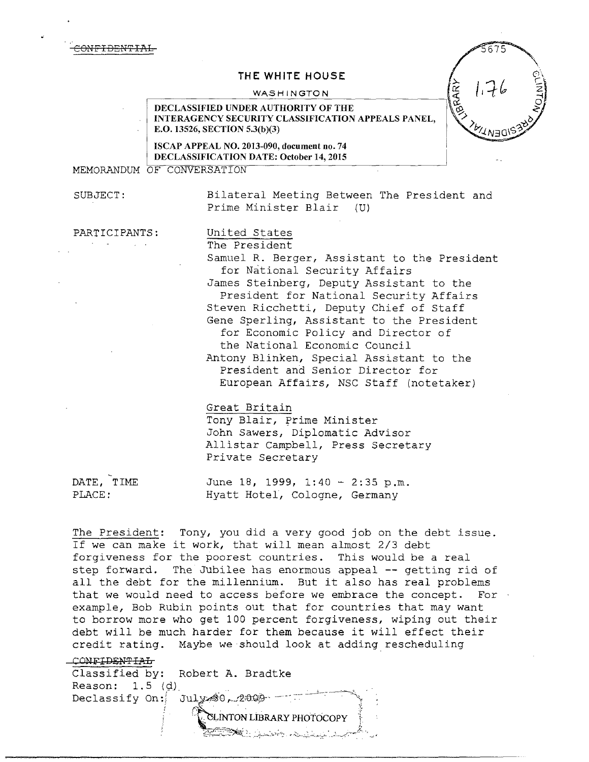~~CONFIDENTIAL~~

# THE WHITE HOUSE

WASHINGTON

DECLASSIFIED UNDER AUTHORITY OF THE INTERAGENCY SECURITY CLASSIFICATION APPEALS PANEL, E.O. 13526, SECTION 5.3(b)(3)

ISCAP APPEAL NO. 2013-090, document no. 74
DECLASSIFICATION DATE: October 14, 2015

5675
1.76

MEMORANDUM OF CONVERSATION

SUBJECT: Bilateral Meeting Between The President and Prime Minister Blair (U)

PARTICIPANTS:

United States
The President
Samuel R. Berger, Assistant to the President for National Security Affairs
James Steinberg, Deputy Assistant to the President for National Security Affairs
Steven Ricchetti, Deputy Chief of Staff
Gene Sperling, Assistant to the President for Economic Policy and Director of the National Economic Council
Antony Blinken, Special Assistant to the President and Senior Director for European Affairs, NSC Staff (notetaker)

Great Britain
Tony Blair, Prime Minister
John Sawers, Diplomatic Advisor
Allistar Campbell, Press Secretary
Private Secretary

DATE, TIME: June 18, 1999, 1:40 - 2:35 p.m.
PLACE: Hyatt Hotel, Cologne, Germany

The President: Tony, you did a very good job on the debt issue. If we can make it work, that will mean almost 2/3 debt forgiveness for the poorest countries. This would be a real step forward. The Jubilee has enormous appeal -- getting rid of all the debt for the millennium. But it also has real problems that we would need to access before we embrace the concept. For example, Bob Rubin points out that for countries that may want to borrow more who get 100 percent forgiveness, wiping out their debt will be much harder for them because it will effect their credit rating. Maybe we should look at adding rescheduling

~~CONFIDENTIAL~~
Classified by: Robert A. Bradtke
Reason: 1.5 (d)
Declassify On: July 30, 2009

CLINTON LIBRARY PHOTOCOPY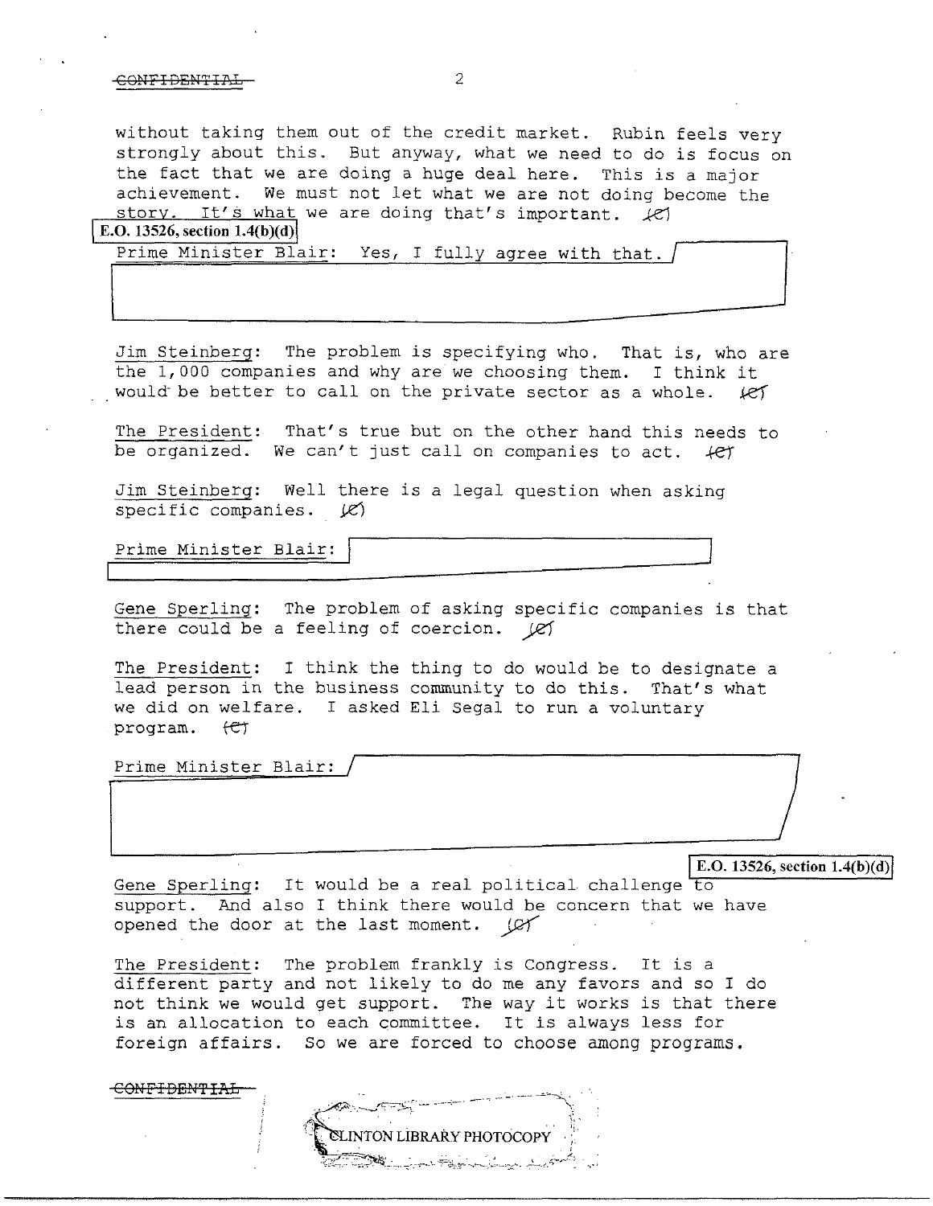without taking them out of the credit market. Rubin feels very strongly about this. But anyway, what we need to do is focus on the fact that we are doing a huge deal here. This is a major achievement. We must not let what we are not doing become the story. It's what we are doing that's important. (C)

E.O. 13526, section 1.4(b)(d)

Prime Minister Blair: Yes, I fully agree with that.

Jim Steinberg: The problem is specifying who. That is, who are the 1,000 companies and why are we choosing them. I think it would be better to call on the private sector as a whole. (C)

The President: That's true but on the other hand this needs to be organized. We can't just call on companies to act. (C)

Jim Steinberg: Well there is a legal question when asking specific companies. (C)

Prime Minister Blair:

Gene Sperling: The problem of asking specific companies is that there could be a feeling of coercion. (C)

The President: I think the thing to do would be to designate a lead person in the business community to do this. That's what we did on welfare. I asked Eli Segal to run a voluntary program. (C)

Prime Minister Blair:

E.O. 13526, section 1.4(b)(d)

Gene Sperling: It would be a real political challenge to support. And also I think there would be concern that we have opened the door at the last moment. (C)

The President: The problem frankly is Congress. It is a different party and not likely to do me any favors and so I do not think we would get support. The way it works is that there is an allocation to each committee. It is always less for foreign affairs. So we are forced to choose among programs.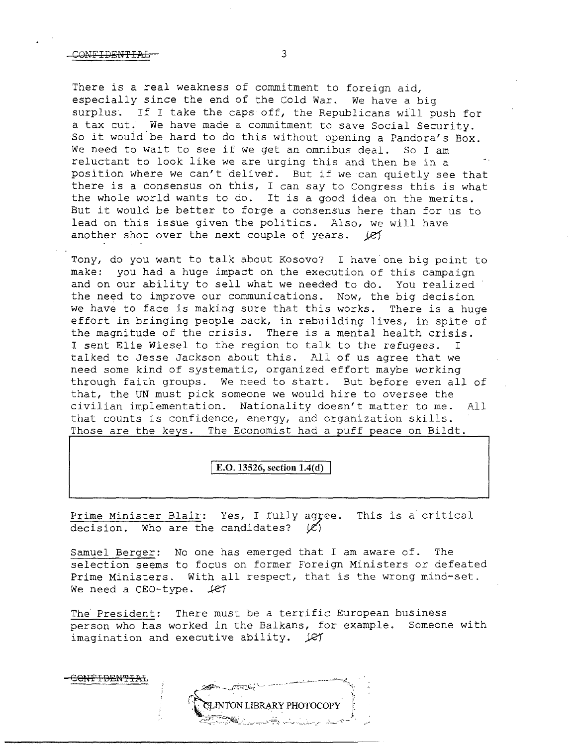There is a real weakness of commitment to foreign aid, especially since the end of the Cold War. We have a big surplus. If I take the caps off, the Republicans will push for a tax cut. We have made a commitment to save Social Security. So it would be hard to do this without opening a Pandora's Box. We need to wait to see if we get an omnibus deal. So I am reluctant to look like we are urging this and then be in a position where we can't deliver. But if we can quietly see that there is a consensus on this, I can say to Congress this is what the whole world wants to do. It is a good idea on the merits. But it would be better to forge a consensus here than for us to lead on this issue given the politics. Also, we will have another shot over the next couple of years. (C)

Tony, do you want to talk about Kosovo? I have one big point to make: you had a huge impact on the execution of this campaign and on our ability to sell what we needed to do. You realized the need to improve our communications. Now, the big decision we have to face is making sure that this works. There is a huge effort in bringing people back, in rebuilding lives, in spite of the magnitude of the crisis. There is a mental health crisis. I sent Elie Wiesel to the region to talk to the refugees. I talked to Jesse Jackson about this. All of us agree that we need some kind of systematic, organized effort maybe working through faith groups. We need to start. But before even all of that, the UN must pick someone we would hire to oversee the civilian implementation. Nationality doesn't matter to me. All that counts is confidence, energy, and organization skills. Those are the keys. The Economist had a puff peace on Bildt.

**E.O. 13526, section 1.4(d)**

Prime Minister Blair: Yes, I fully agree. This is a critical decision. Who are the candidates? (C)

Samuel Berger: No one has emerged that I am aware of. The selection seems to focus on former Foreign Ministers or defeated Prime Ministers. With all respect, that is the wrong mind-set. We need a CEO-type. (C)

The President: There must be a terrific European business person who has worked in the Balkans, for example. Someone with imagination and executive ability. (C)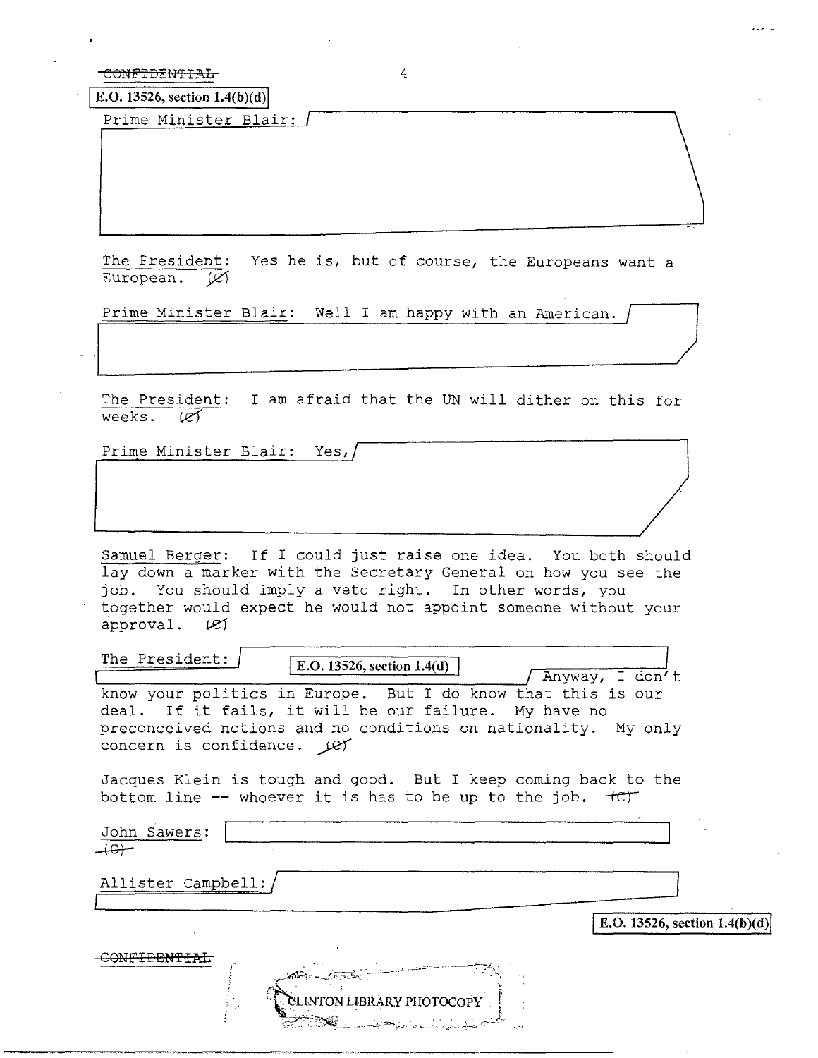CONFIDENTIAL

E.O. 13526, section 1.4(b)(d)

Prime Minister Blair:

The President: Yes he is, but of course, the Europeans want a European. (C)

Prime Minister Blair: Well I am happy with an American.

The President: I am afraid that the UN will dither on this for weeks. (C)

Prime Minister Blair: Yes,

Samuel Berger: If I could just raise one idea. You both should lay down a marker with the Secretary General on how you see the job. You should imply a veto right. In other words, you together would expect he would not appoint someone without your approval. (C)

The President: E.O. 13526, section 1.4(d) Anyway, I don't know your politics in Europe. But I do know that this is our deal. If it fails, it will be our failure. My have no preconceived notions and no conditions on nationality. My only concern is confidence. (C)

Jacques Klein is tough and good. But I keep coming back to the bottom line -- whoever it is has to be up to the job. (C)

John Sawers:
(C)

Allister Campbell:

E.O. 13526, section 1.4(b)(d)

CONFIDENTIAL

CLINTON LIBRARY PHOTOCOPY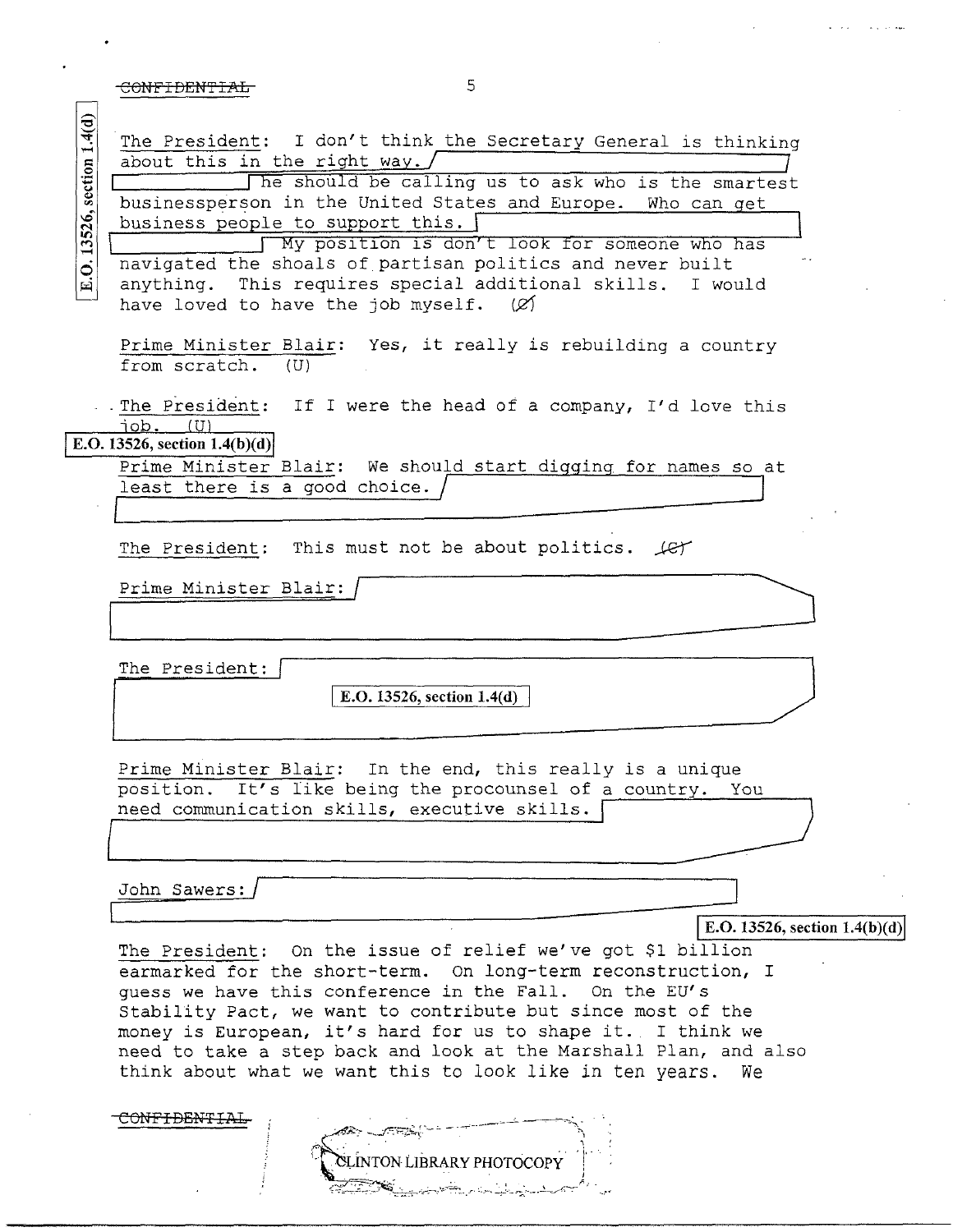CONFIDENTIAL

E.O. 13526, section 1.4(d)

The President: I don't think the Secretary General is thinking about this in the right way. [redacted] he should be calling us to ask who is the smartest businessperson in the United States and Europe. Who can get business people to support this. [redacted] My position is don't look for someone who has navigated the shoals of partisan politics and never built anything. This requires special additional skills. I would have loved to have the job myself. (C)

Prime Minister Blair: Yes, it really is rebuilding a country from scratch. (U)

The President: If I were the head of a company, I'd love this job. (U)

E.O. 13526, section 1.4(b)(d)

Prime Minister Blair: We should start digging for names so at least there is a good choice. [redacted]

The President: This must not be about politics. (C)

Prime Minister Blair: [redacted]

The President: [redacted]

E.O. 13526, section 1.4(d)

Prime Minister Blair: In the end, this really is a unique position. It's like being the procounsel of a country. You need communication skills, executive skills. [redacted]

John Sawers: [redacted]

E.O. 13526, section 1.4(b)(d)

The President: On the issue of relief we've got $1 billion earmarked for the short-term. On long-term reconstruction, I guess we have this conference in the Fall. On the EU's Stability Pact, we want to contribute but since most of the money is European, it's hard for us to shape it. I think we need to take a step back and look at the Marshall Plan, and also think about what we want this to look like in ten years. We

CONFIDENTIAL

CLINTON LIBRARY PHOTOCOPY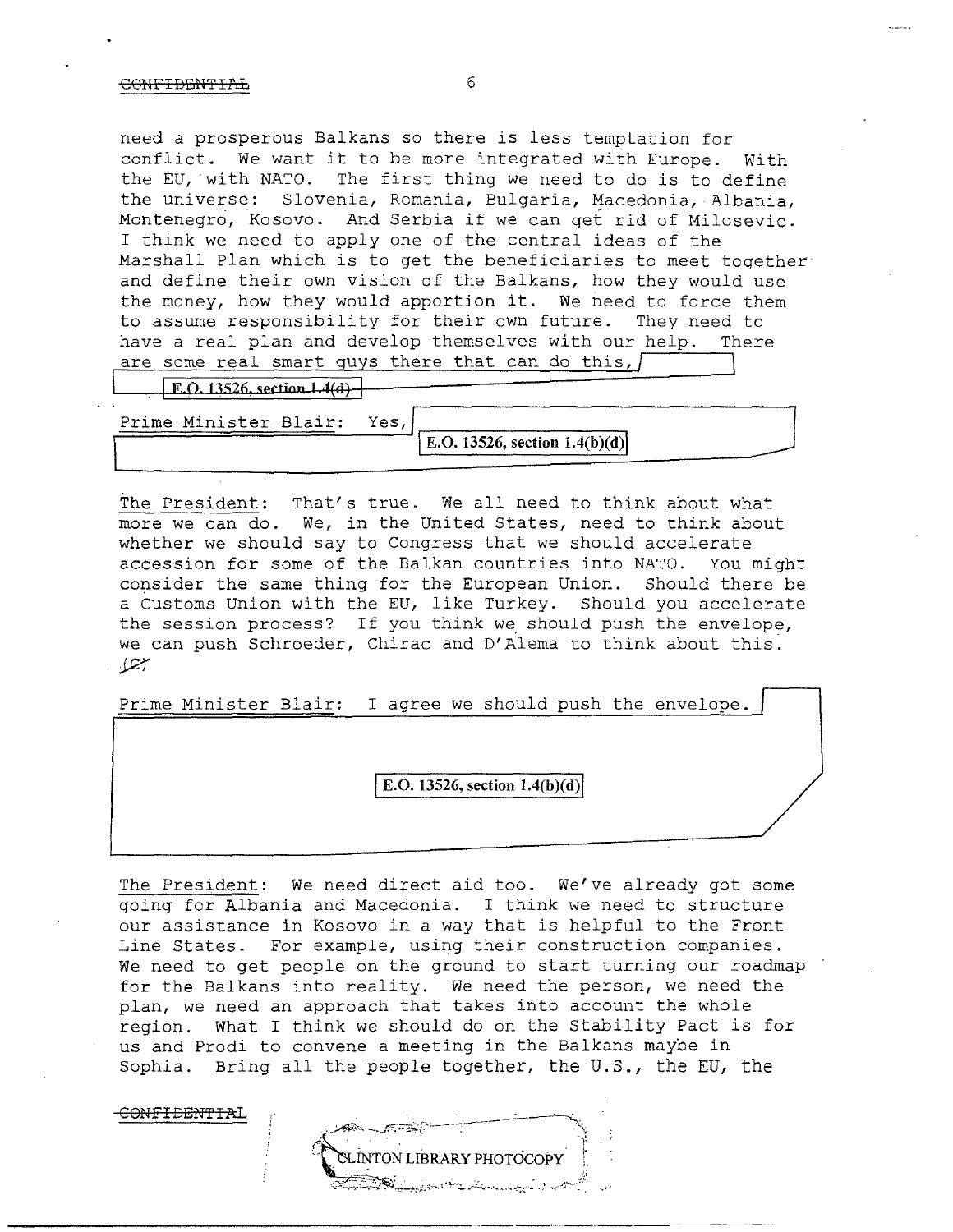need a prosperous Balkans so there is less temptation for conflict. We want it to be more integrated with Europe. With the EU, with NATO. The first thing we need to do is to define the universe: Slovenia, Romania, Bulgaria, Macedonia, Albania, Montenegro, Kosovo. And Serbia if we can get rid of Milosevic. I think we need to apply one of the central ideas of the Marshall Plan which is to get the beneficiaries to meet together and define their own vision of the Balkans, how they would use the money, how they would apportion it. We need to force them to assume responsibility for their own future. They need to have a real plan and develop themselves with our help. There are some real smart guys there that can do this, [E.O. 13526, section 1.4(d)]

Prime Minister Blair: Yes, [E.O. 13526, section 1.4(b)(d)]

The President: That's true. We all need to think about what more we can do. We, in the United States, need to think about whether we should say to Congress that we should accelerate accession for some of the Balkan countries into NATO. You might consider the same thing for the European Union. Should there be a Customs Union with the EU, like Turkey. Should you accelerate the session process? If you think we should push the envelope, we can push Schroeder, Chirac and D'Alema to think about this. (C)

Prime Minister Blair: I agree we should push the envelope. [E.O. 13526, section 1.4(b)(d)]

The President: We need direct aid too. We've already got some going for Albania and Macedonia. I think we need to structure our assistance in Kosovo in a way that is helpful to the Front Line States. For example, using their construction companies. We need to get people on the ground to start turning our roadmap for the Balkans into reality. We need the person, we need the plan, we need an approach that takes into account the whole region. What I think we should do on the Stability Pact is for us and Prodi to convene a meeting in the Balkans maybe in Sophia. Bring all the people together, the U.S., the EU, the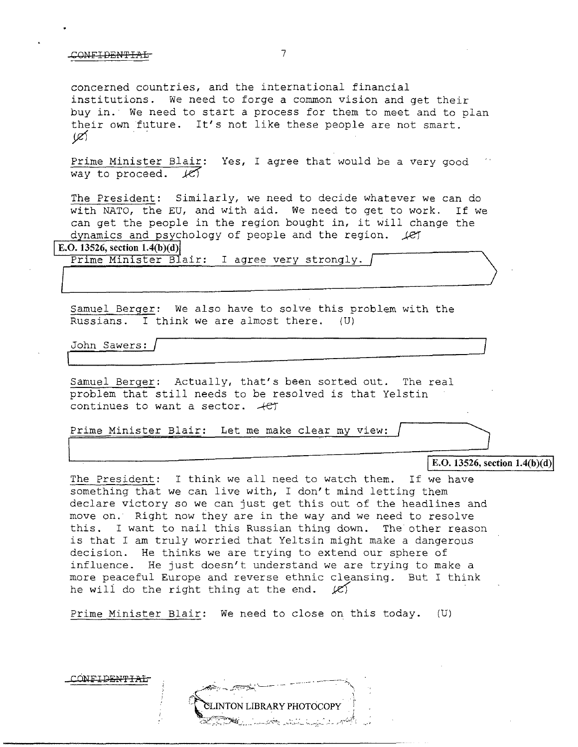concerned countries, and the international financial institutions. We need to forge a common vision and get their buy in. We need to start a process for them to meet and to plan their own future. It's not like these people are not smart. (C)

Prime Minister Blair: Yes, I agree that would be a very good way to proceed. (C)

The President: Similarly, we need to decide whatever we can do with NATO, the EU, and with aid. We need to get to work. If we can get the people in the region bought in, it will change the dynamics and psychology of people and the region. (C)

E.O. 13526, section 1.4(b)(d)

Prime Minister Blair: I agree very strongly. [REDACTED]

Samuel Berger: We also have to solve this problem with the Russians. I think we are almost there. (U)

John Sawers: [REDACTED]

Samuel Berger: Actually, that's been sorted out. The real problem that still needs to be resolved is that Yeltsin continues to want a sector. (C)

Prime Minister Blair: Let me make clear my view: [REDACTED]

E.O. 13526, section 1.4(b)(d)

The President: I think we all need to watch them. If we have something that we can live with, I don't mind letting them declare victory so we can just get this out of the headlines and move on. Right now they are in the way and we need to resolve this. I want to nail this Russian thing down. The other reason is that I am truly worried that Yeltsin might make a dangerous decision. He thinks we are trying to extend our sphere of influence. He just doesn't understand we are trying to make a more peaceful Europe and reverse ethnic cleansing. But I think he will do the right thing at the end. (C)

Prime Minister Blair: We need to close on this today. (U)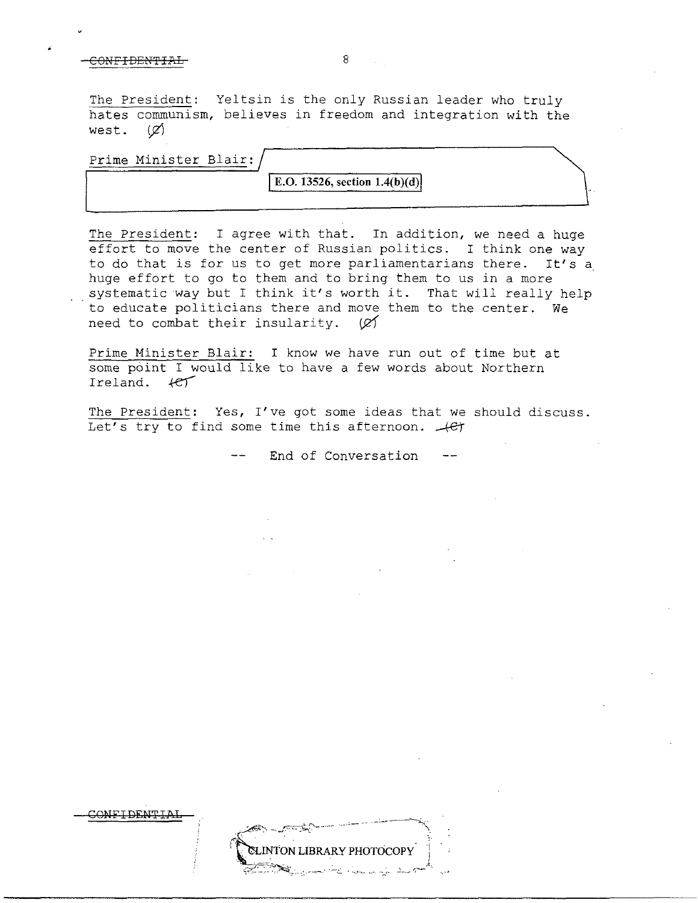The President: Yeltsin is the only Russian leader who truly hates communism, believes in freedom and integration with the west. (Ø)

Prime Minister Blair:

E.O. 13526, section 1.4(b)(d)

The President: I agree with that. In addition, we need a huge effort to move the center of Russian politics. I think one way to do that is for us to get more parliamentarians there. It's a huge effort to go to them and to bring them to us in a more systematic way but I think it's worth it. That will really help to educate politicians there and move them to the center. We need to combat their insularity. (Ø)

Prime Minister Blair: I know we have run out of time but at some point I would like to have a few words about Northern Ireland. (C)

The President: Yes, I've got some ideas that we should discuss. Let's try to find some time this afternoon. (C)

-- End of Conversation --

CLINTON LIBRARY PHOTOCOPY